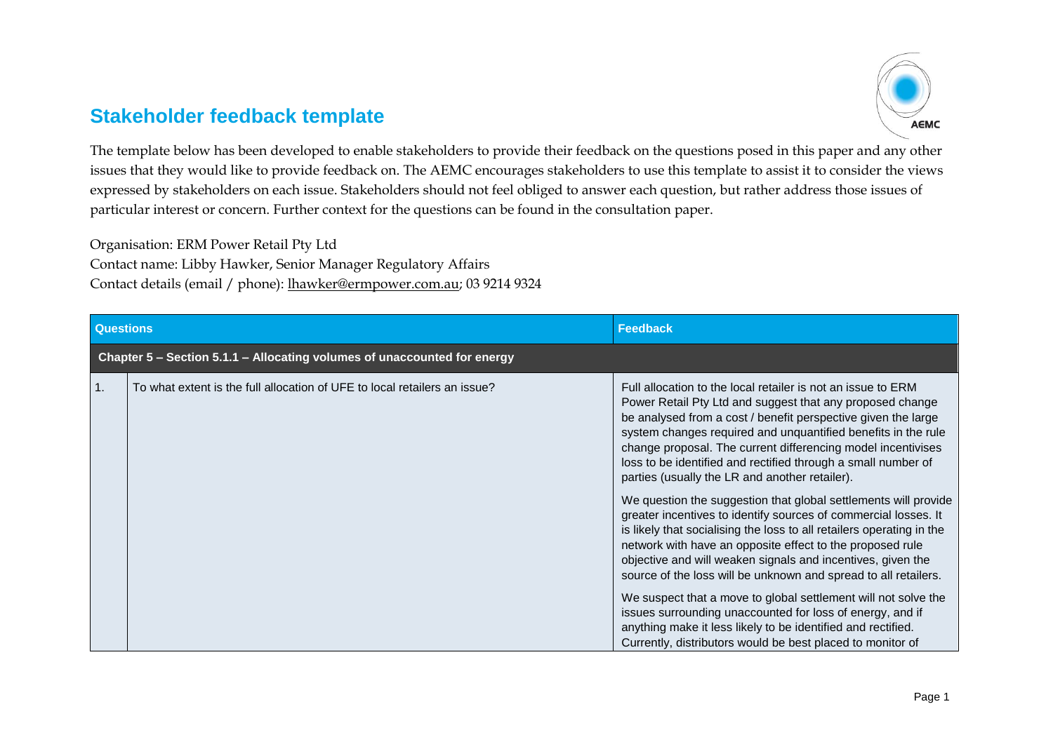# Stakeholder feedback template

The template below has been developed to enable stakeholders to provide their feedback on the questions posed in this paper and any other issues that they would like to provide feedback on. The AEMC encourages stakeholders to use this template to assist it to consider the views expressed by stakeholders on each issue. Stakeholders should not feel obliged to answer each question, but rather address those issues of particular interest or concern. Further context for the questions can be found in the consultation paper.

Organisation: ERM Power Retail Pty Ltd
Contact name: Libby Hawker, Senior Manager Regulatory Affairs
Contact details (email / phone): lhawker@ermpower.com.au; 03 9214 9324

| Questions | | Feedback |
|---|---|---|
| **Chapter 5 – Section 5.1.1 – Allocating volumes of unaccounted for energy** | | |
| 1. | To what extent is the full allocation of UFE to local retailers an issue? | Full allocation to the local retailer is not an issue to ERM Power Retail Pty Ltd and suggest that any proposed change be analysed from a cost / benefit perspective given the large system changes required and unquantified benefits in the rule change proposal. The current differencing model incentivises loss to be identified and rectified through a small number of parties (usually the LR and another retailer).<br><br>We question the suggestion that global settlements will provide greater incentives to identify sources of commercial losses. It is likely that socialising the loss to all retailers operating in the network with have an opposite effect to the proposed rule objective and will weaken signals and incentives, given the source of the loss will be unknown and spread to all retailers.<br><br>We suspect that a move to global settlement will not solve the issues surrounding unaccounted for loss of energy, and if anything make it less likely to be identified and rectified. Currently, distributors would be best placed to monitor of |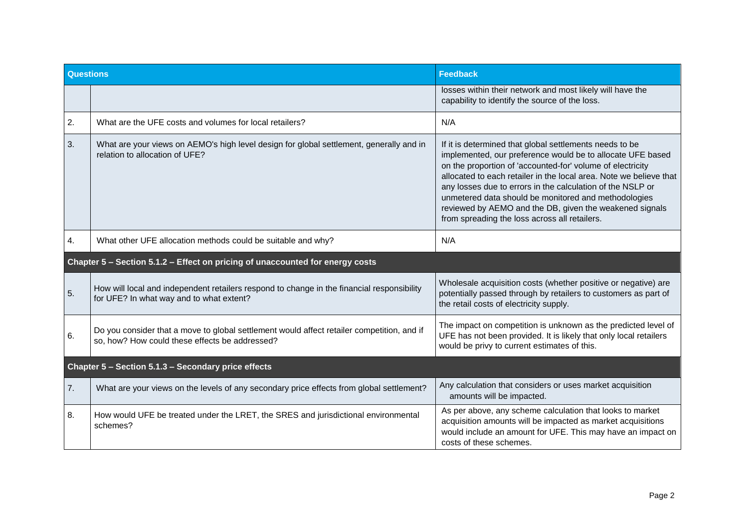| Questions | | Feedback |
|---|---|---|
| | | losses within their network and most likely will have the capability to identify the source of the loss. |
| 2. | What are the UFE costs and volumes for local retailers? | N/A |
| 3. | What are your views on AEMO's high level design for global settlement, generally and in relation to allocation of UFE? | If it is determined that global settlements needs to be implemented, our preference would be to allocate UFE based on the proportion of 'accounted-for' volume of electricity allocated to each retailer in the local area. Note we believe that any losses due to errors in the calculation of the NSLP or unmetered data should be monitored and methodologies reviewed by AEMO and the DB, given the weakened signals from spreading the loss across all retailers. |
| 4. | What other UFE allocation methods could be suitable and why? | N/A |
| **Chapter 5 – Section 5.1.2 – Effect on pricing of unaccounted for energy costs** | | |
| 5. | How will local and independent retailers respond to change in the financial responsibility for UFE? In what way and to what extent? | Wholesale acquisition costs (whether positive or negative) are potentially passed through by retailers to customers as part of the retail costs of electricity supply. |
| 6. | Do you consider that a move to global settlement would affect retailer competition, and if so, how? How could these effects be addressed? | The impact on competition is unknown as the predicted level of UFE has not been provided. It is likely that only local retailers would be privy to current estimates of this. |
| **Chapter 5 – Section 5.1.3 – Secondary price effects** | | |
| 7. | What are your views on the levels of any secondary price effects from global settlement? | Any calculation that considers or uses market acquisition amounts will be impacted. |
| 8. | How would UFE be treated under the LRET, the SRES and jurisdictional environmental schemes? | As per above, any scheme calculation that looks to market acquisition amounts will be impacted as market acquisitions would include an amount for UFE. This may have an impact on costs of these schemes. |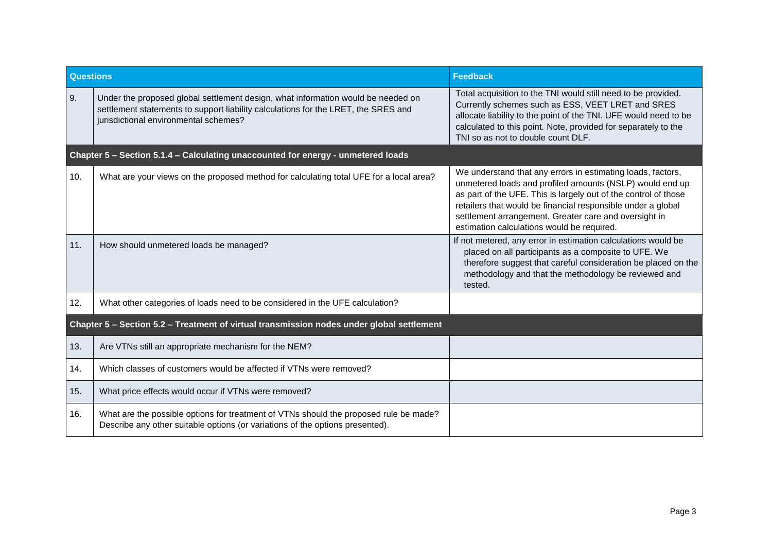| Questions | | Feedback |
|---|---|---|
| 9. | Under the proposed global settlement design, what information would be needed on settlement statements to support liability calculations for the LRET, the SRES and jurisdictional environmental schemes? | Total acquisition to the TNI would still need to be provided. Currently schemes such as ESS, VEET LRET and SRES allocate liability to the point of the TNI. UFE would need to be calculated to this point. Note, provided for separately to the TNI so as not to double count DLF. |
| **Chapter 5 – Section 5.1.4 – Calculating unaccounted for energy - unmetered loads** | | |
| 10. | What are your views on the proposed method for calculating total UFE for a local area? | We understand that any errors in estimating loads, factors, unmetered loads and profiled amounts (NSLP) would end up as part of the UFE. This is largely out of the control of those retailers that would be financial responsible under a global settlement arrangement. Greater care and oversight in estimation calculations would be required. |
| 11. | How should unmetered loads be managed? | If not metered, any error in estimation calculations would be placed on all participants as a composite to UFE. We therefore suggest that careful consideration be placed on the methodology and that the methodology be reviewed and tested. |
| 12. | What other categories of loads need to be considered in the UFE calculation? | |
| **Chapter 5 – Section 5.2 – Treatment of virtual transmission nodes under global settlement** | | |
| 13. | Are VTNs still an appropriate mechanism for the NEM? | |
| 14. | Which classes of customers would be affected if VTNs were removed? | |
| 15. | What price effects would occur if VTNs were removed? | |
| 16. | What are the possible options for treatment of VTNs should the proposed rule be made? Describe any other suitable options (or variations of the options presented). | |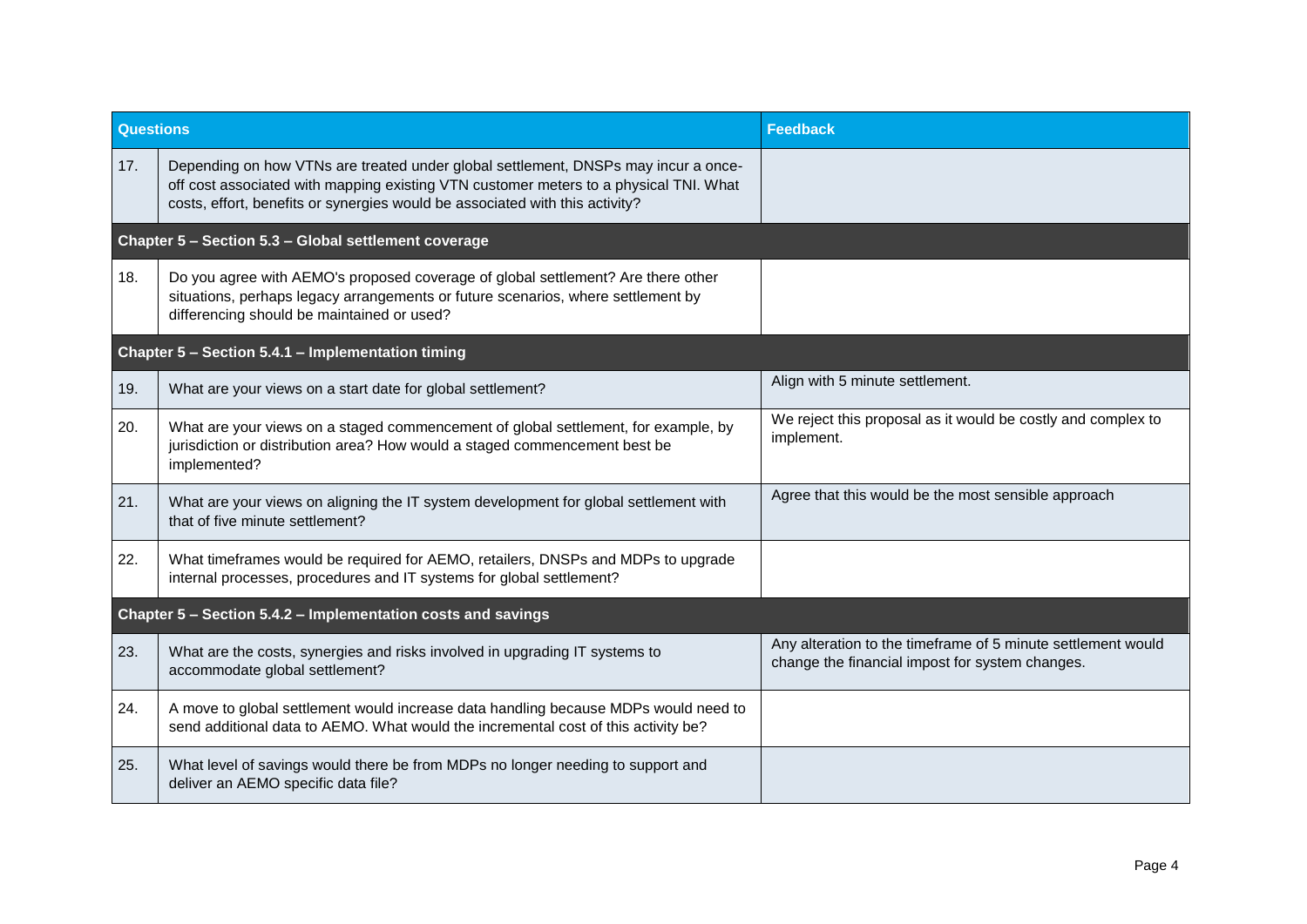| Questions | | Feedback |
|---|---|---|
| 17. | Depending on how VTNs are treated under global settlement, DNSPs may incur a once-off cost associated with mapping existing VTN customer meters to a physical TNI. What costs, effort, benefits or synergies would be associated with this activity? | |
| **Chapter 5 – Section 5.3 – Global settlement coverage** | | |
| 18. | Do you agree with AEMO's proposed coverage of global settlement? Are there other situations, perhaps legacy arrangements or future scenarios, where settlement by differencing should be maintained or used? | |
| **Chapter 5 – Section 5.4.1 – Implementation timing** | | |
| 19. | What are your views on a start date for global settlement? | Align with 5 minute settlement. |
| 20. | What are your views on a staged commencement of global settlement, for example, by jurisdiction or distribution area? How would a staged commencement best be implemented? | We reject this proposal as it would be costly and complex to implement. |
| 21. | What are your views on aligning the IT system development for global settlement with that of five minute settlement? | Agree that this would be the most sensible approach |
| 22. | What timeframes would be required for AEMO, retailers, DNSPs and MDPs to upgrade internal processes, procedures and IT systems for global settlement? | |
| **Chapter 5 – Section 5.4.2 – Implementation costs and savings** | | |
| 23. | What are the costs, synergies and risks involved in upgrading IT systems to accommodate global settlement? | Any alteration to the timeframe of 5 minute settlement would change the financial impost for system changes. |
| 24. | A move to global settlement would increase data handling because MDPs would need to send additional data to AEMO. What would the incremental cost of this activity be? | |
| 25. | What level of savings would there be from MDPs no longer needing to support and deliver an AEMO specific data file? | |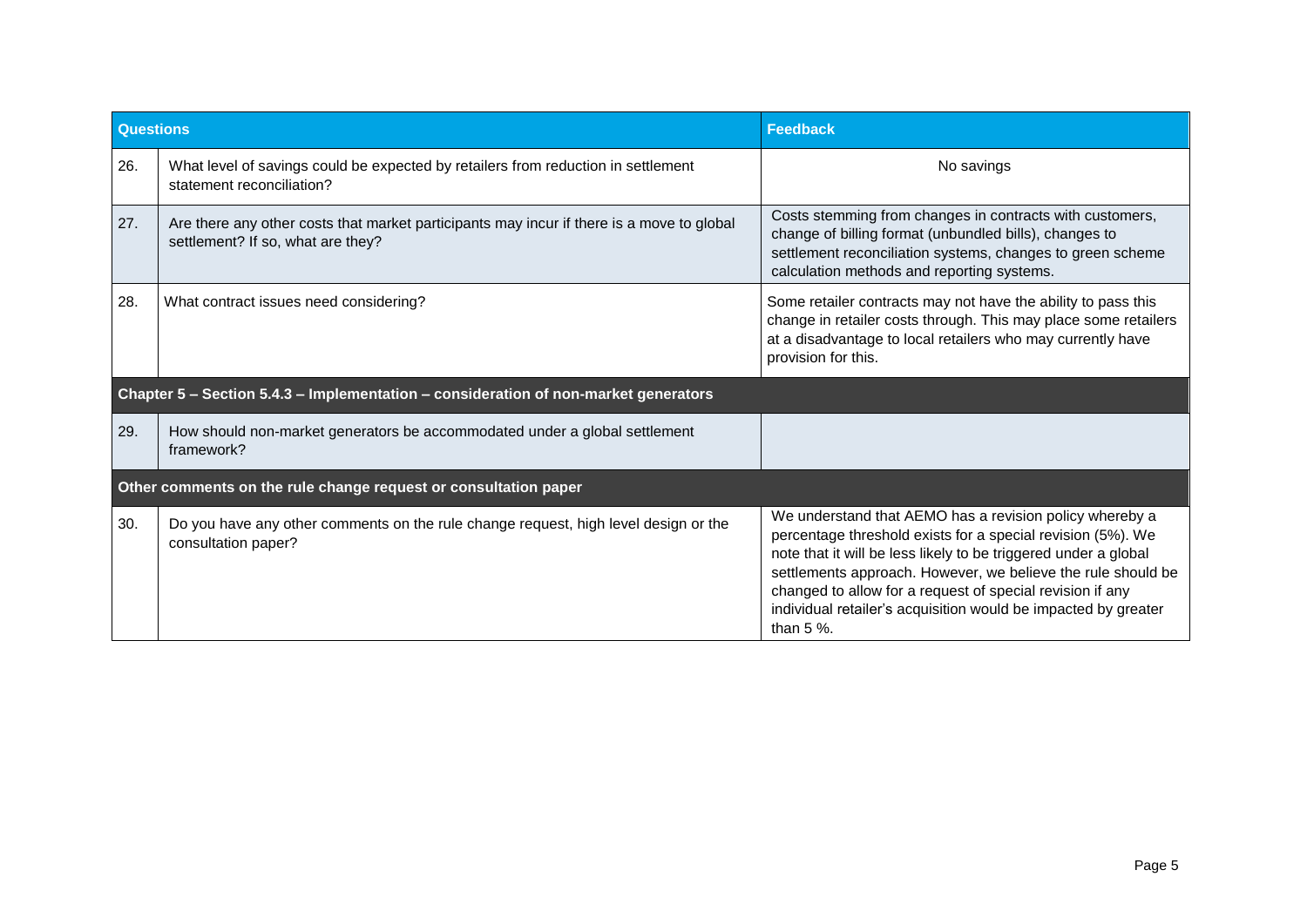| Questions | | Feedback |
|---|---|---|
| 26. | What level of savings could be expected by retailers from reduction in settlement statement reconciliation? | No savings |
| 27. | Are there any other costs that market participants may incur if there is a move to global settlement? If so, what are they? | Costs stemming from changes in contracts with customers, change of billing format (unbundled bills), changes to settlement reconciliation systems, changes to green scheme calculation methods and reporting systems. |
| 28. | What contract issues need considering? | Some retailer contracts may not have the ability to pass this change in retailer costs through. This may place some retailers at a disadvantage to local retailers who may currently have provision for this. |
| **Chapter 5 – Section 5.4.3 – Implementation – consideration of non-market generators** | | |
| 29. | How should non-market generators be accommodated under a global settlement framework? | |
| **Other comments on the rule change request or consultation paper** | | |
| 30. | Do you have any other comments on the rule change request, high level design or the consultation paper? | We understand that AEMO has a revision policy whereby a percentage threshold exists for a special revision (5%). We note that it will be less likely to be triggered under a global settlements approach. However, we believe the rule should be changed to allow for a request of special revision if any individual retailer's acquisition would be impacted by greater than 5 %. |